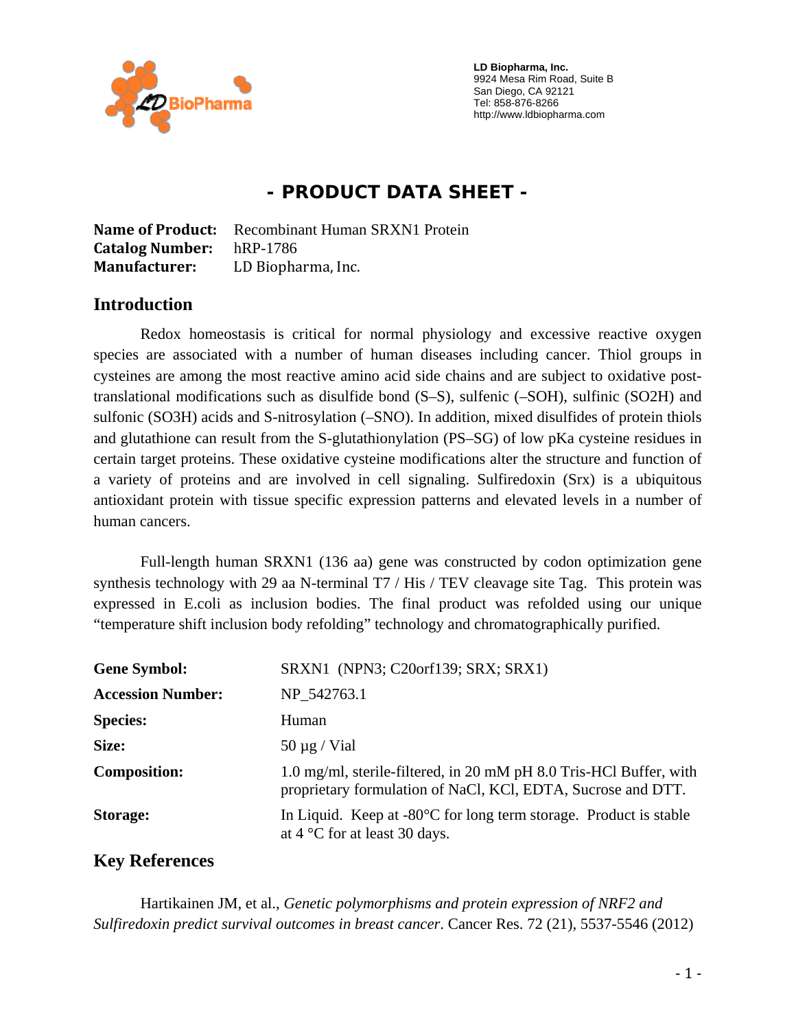**LD Biopharma, Inc.**
9924 Mesa Rim Road, Suite B
San Diego, CA 92121
Tel: 858-876-8266
http://www.ldbiopharma.com

# - PRODUCT DATA SHEET -

**Name of Product:** Recombinant Human SRXN1 Protein
**Catalog Number:** hRP-1786
**Manufacturer:** LD Biopharma, Inc.

## Introduction

Redox homeostasis is critical for normal physiology and excessive reactive oxygen species are associated with a number of human diseases including cancer. Thiol groups in cysteines are among the most reactive amino acid side chains and are subject to oxidative post-translational modifications such as disulfide bond (S–S), sulfenic (–SOH), sulfinic (SO2H) and sulfonic (SO3H) acids and S-nitrosylation (–SNO). In addition, mixed disulfides of protein thiols and glutathione can result from the S-glutathionylation (PS–SG) of low pKa cysteine residues in certain target proteins. These oxidative cysteine modifications alter the structure and function of a variety of proteins and are involved in cell signaling. Sulfiredoxin (Srx) is a ubiquitous antioxidant protein with tissue specific expression patterns and elevated levels in a number of human cancers.

Full-length human SRXN1 (136 aa) gene was constructed by codon optimization gene synthesis technology with 29 aa N-terminal T7 / His / TEV cleavage site Tag. This protein was expressed in E.coli as inclusion bodies. The final product was refolded using our unique "temperature shift inclusion body refolding" technology and chromatographically purified.

| | |
|---|---|
| **Gene Symbol:** | SRXN1 (NPN3; C20orf139; SRX; SRX1) |
| **Accession Number:** | NP_542763.1 |
| **Species:** | Human |
| **Size:** | 50 µg / Vial |
| **Composition:** | 1.0 mg/ml, sterile-filtered, in 20 mM pH 8.0 Tris-HCl Buffer, with proprietary formulation of NaCl, KCl, EDTA, Sucrose and DTT. |
| **Storage:** | In Liquid. Keep at -80°C for long term storage. Product is stable at 4 °C for at least 30 days. |

## Key References

Hartikainen JM, et al., *Genetic polymorphisms and protein expression of NRF2 and Sulfiredoxin predict survival outcomes in breast cancer*. Cancer Res. 72 (21), 5537-5546 (2012)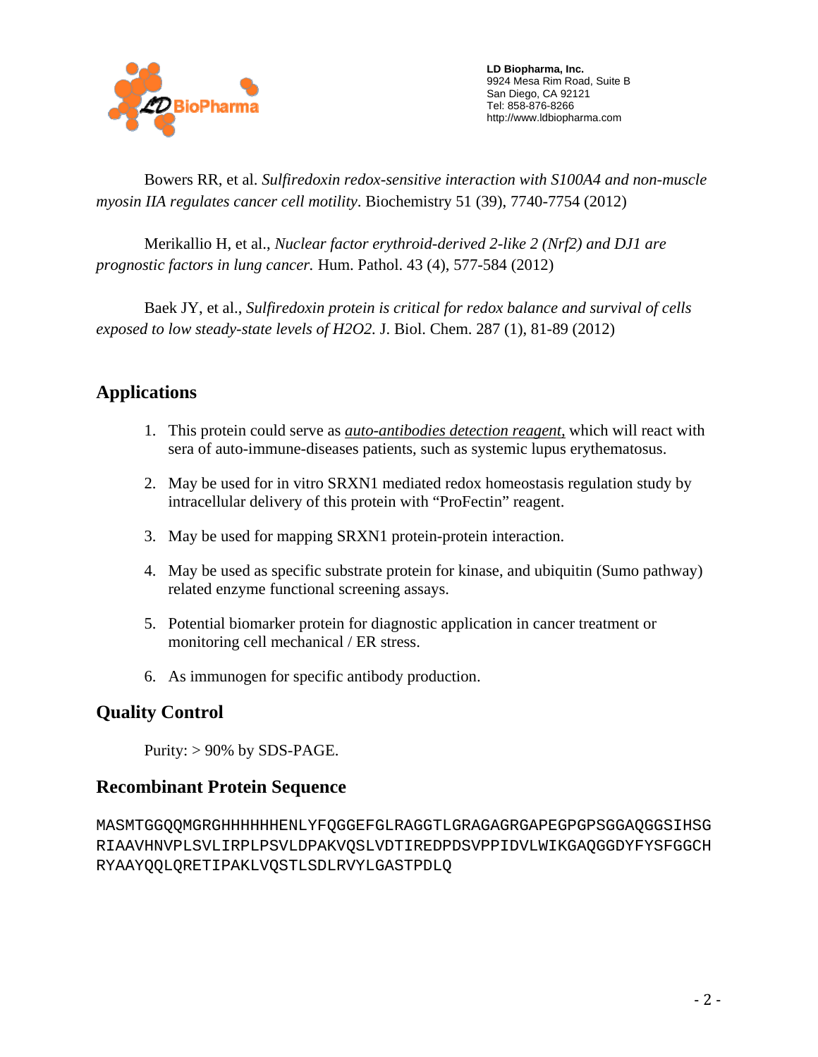Bowers RR, et al. *Sulfiredoxin redox-sensitive interaction with S100A4 and non-muscle myosin IIA regulates cancer cell motility*. Biochemistry 51 (39), 7740-7754 (2012)

Merikallio H, et al., *Nuclear factor erythroid-derived 2-like 2 (Nrf2) and DJ1 are prognostic factors in lung cancer.* Hum. Pathol. 43 (4), 577-584 (2012)

Baek JY, et al., *Sulfiredoxin protein is critical for redox balance and survival of cells exposed to low steady-state levels of H2O2.* J. Biol. Chem. 287 (1), 81-89 (2012)

## Applications

1. This protein could serve as *auto-antibodies detection reagent,* which will react with sera of auto-immune-diseases patients, such as systemic lupus erythematosus.
2. May be used for in vitro SRXN1 mediated redox homeostasis regulation study by intracellular delivery of this protein with "ProFectin" reagent.
3. May be used for mapping SRXN1 protein-protein interaction.
4. May be used as specific substrate protein for kinase, and ubiquitin (Sumo pathway) related enzyme functional screening assays.
5. Potential biomarker protein for diagnostic application in cancer treatment or monitoring cell mechanical / ER stress.
6. As immunogen for specific antibody production.

## Quality Control

Purity: > 90% by SDS-PAGE.

## Recombinant Protein Sequence

```
MASMTGGQQMGRGHHHHHHENLYFQGGEFGLRAGGTLGRAGAGRGAPEGPGPSGGAQGGSIHSG
RIAAVHNVPLSVLIRPLPSVLDPAKVQSLVDTIREDPDSVPPIDVLWIKGAQGGDYFYSFGGCH
RYAAYQQLQRETIPAKLVQSTLSDLRVYLGASTPDLQ
```